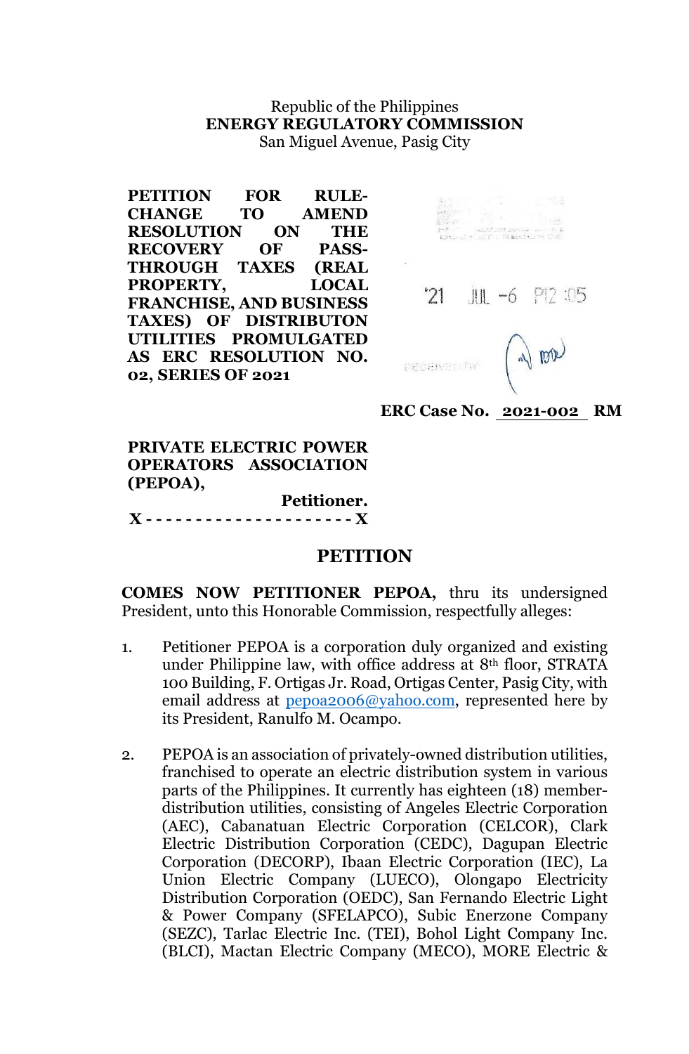Republic of the Philippines
**ENERGY REGULATORY COMMISSION**
San Miguel Avenue, Pasig City

**PETITION FOR RULE-CHANGE TO AMEND RESOLUTION ON THE RECOVERY OF PASS-THROUGH TAXES (REAL PROPERTY, LOCAL FRANCHISE, AND BUSINESS TAXES) OF DISTRIBUTON UTILITIES PROMULGATED AS ERC RESOLUTION NO. 02, SERIES OF 2021**

'21 JUL -6 P12:05

RECEIVED BY

**ERC Case No. 2021-002 RM**

**PRIVATE ELECTRIC POWER OPERATORS ASSOCIATION (PEPOA),**
**Petitioner.**

**X - - - - - - - - - - - - - - - - - - - - - X**

## PETITION

**COMES NOW PETITIONER PEPOA,** thru its undersigned President, unto this Honorable Commission, respectfully alleges:

1. Petitioner PEPOA is a corporation duly organized and existing under Philippine law, with office address at 8th floor, STRATA 100 Building, F. Ortigas Jr. Road, Ortigas Center, Pasig City, with email address at pepoa2006@yahoo.com, represented here by its President, Ranulfo M. Ocampo.

2. PEPOA is an association of privately-owned distribution utilities, franchised to operate an electric distribution system in various parts of the Philippines. It currently has eighteen (18) member-distribution utilities, consisting of Angeles Electric Corporation (AEC), Cabanatuan Electric Corporation (CELCOR), Clark Electric Distribution Corporation (CEDC), Dagupan Electric Corporation (DECORP), Ibaan Electric Corporation (IEC), La Union Electric Company (LUECO), Olongapo Electricity Distribution Corporation (OEDC), San Fernando Electric Light & Power Company (SFELAPCO), Subic Enerzone Company (SEZC), Tarlac Electric Inc. (TEI), Bohol Light Company Inc. (BLCI), Mactan Electric Company (MECO), MORE Electric &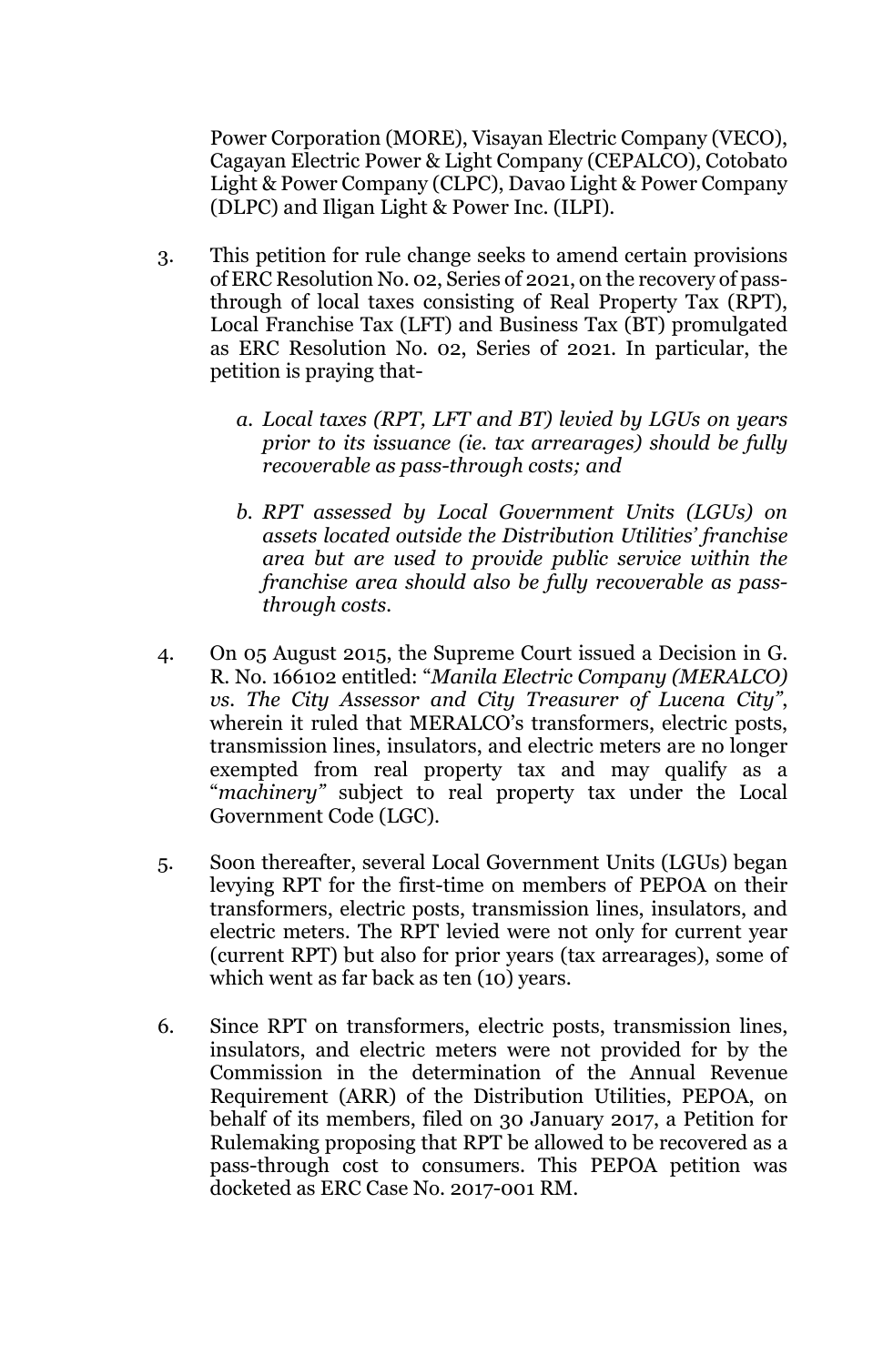Power Corporation (MORE), Visayan Electric Company (VECO), Cagayan Electric Power & Light Company (CEPALCO), Cotobato Light & Power Company (CLPC), Davao Light & Power Company (DLPC) and Iligan Light & Power Inc. (ILPI).

3. This petition for rule change seeks to amend certain provisions of ERC Resolution No. 02, Series of 2021, on the recovery of pass-through of local taxes consisting of Real Property Tax (RPT), Local Franchise Tax (LFT) and Business Tax (BT) promulgated as ERC Resolution No. 02, Series of 2021. In particular, the petition is praying that-

   *a. Local taxes (RPT, LFT and BT) levied by LGUs on years prior to its issuance (ie. tax arrearages) should be fully recoverable as pass-through costs; and*

   *b. RPT assessed by Local Government Units (LGUs) on assets located outside the Distribution Utilities' franchise area but are used to provide public service within the franchise area should also be fully recoverable as pass-through costs.*

4. On 05 August 2015, the Supreme Court issued a Decision in G. R. No. 166102 entitled: "*Manila Electric Company (MERALCO) vs. The City Assessor and City Treasurer of Lucena City*", wherein it ruled that MERALCO's transformers, electric posts, transmission lines, insulators, and electric meters are no longer exempted from real property tax and may qualify as a "*machinery*" subject to real property tax under the Local Government Code (LGC).

5. Soon thereafter, several Local Government Units (LGUs) began levying RPT for the first-time on members of PEPOA on their transformers, electric posts, transmission lines, insulators, and electric meters. The RPT levied were not only for current year (current RPT) but also for prior years (tax arrearages), some of which went as far back as ten (10) years.

6. Since RPT on transformers, electric posts, transmission lines, insulators, and electric meters were not provided for by the Commission in the determination of the Annual Revenue Requirement (ARR) of the Distribution Utilities, PEPOA, on behalf of its members, filed on 30 January 2017, a Petition for Rulemaking proposing that RPT be allowed to be recovered as a pass-through cost to consumers. This PEPOA petition was docketed as ERC Case No. 2017-001 RM.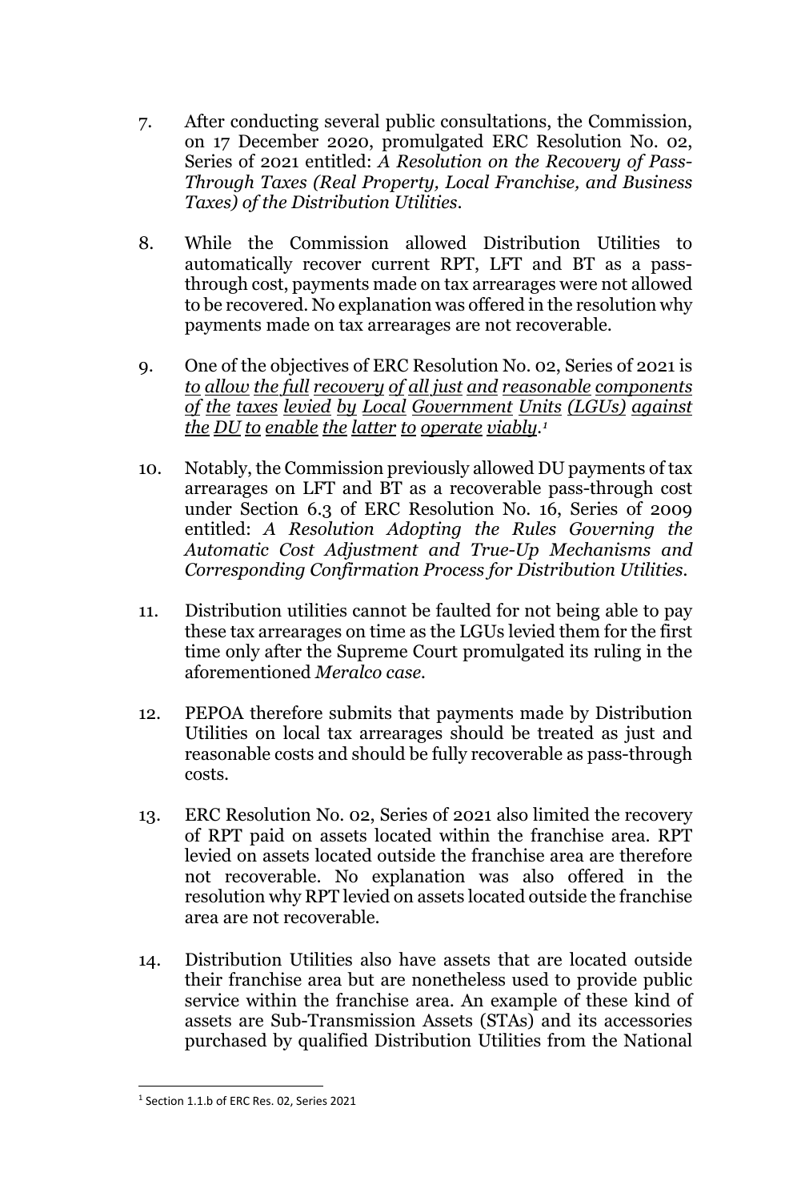7. After conducting several public consultations, the Commission, on 17 December 2020, promulgated ERC Resolution No. 02, Series of 2021 entitled: *A Resolution on the Recovery of Pass-Through Taxes (Real Property, Local Franchise, and Business Taxes) of the Distribution Utilities.*

8. While the Commission allowed Distribution Utilities to automatically recover current RPT, LFT and BT as a pass-through cost, payments made on tax arrearages were not allowed to be recovered. No explanation was offered in the resolution why payments made on tax arrearages are not recoverable.

9. One of the objectives of ERC Resolution No. 02, Series of 2021 is *to allow the full recovery of all just and reasonable components of the taxes levied by Local Government Units (LGUs) against the DU to enable the latter to operate viably.*[1]

10. Notably, the Commission previously allowed DU payments of tax arrearages on LFT and BT as a recoverable pass-through cost under Section 6.3 of ERC Resolution No. 16, Series of 2009 entitled: *A Resolution Adopting the Rules Governing the Automatic Cost Adjustment and True-Up Mechanisms and Corresponding Confirmation Process for Distribution Utilities.*

11. Distribution utilities cannot be faulted for not being able to pay these tax arrearages on time as the LGUs levied them for the first time only after the Supreme Court promulgated its ruling in the aforementioned *Meralco case.*

12. PEPOA therefore submits that payments made by Distribution Utilities on local tax arrearages should be treated as just and reasonable costs and should be fully recoverable as pass-through costs.

13. ERC Resolution No. 02, Series of 2021 also limited the recovery of RPT paid on assets located within the franchise area. RPT levied on assets located outside the franchise area are therefore not recoverable. No explanation was also offered in the resolution why RPT levied on assets located outside the franchise area are not recoverable.

14. Distribution Utilities also have assets that are located outside their franchise area but are nonetheless used to provide public service within the franchise area. An example of these kind of assets are Sub-Transmission Assets (STAs) and its accessories purchased by qualified Distribution Utilities from the National

[1] Section 1.1.b of ERC Res. 02, Series 2021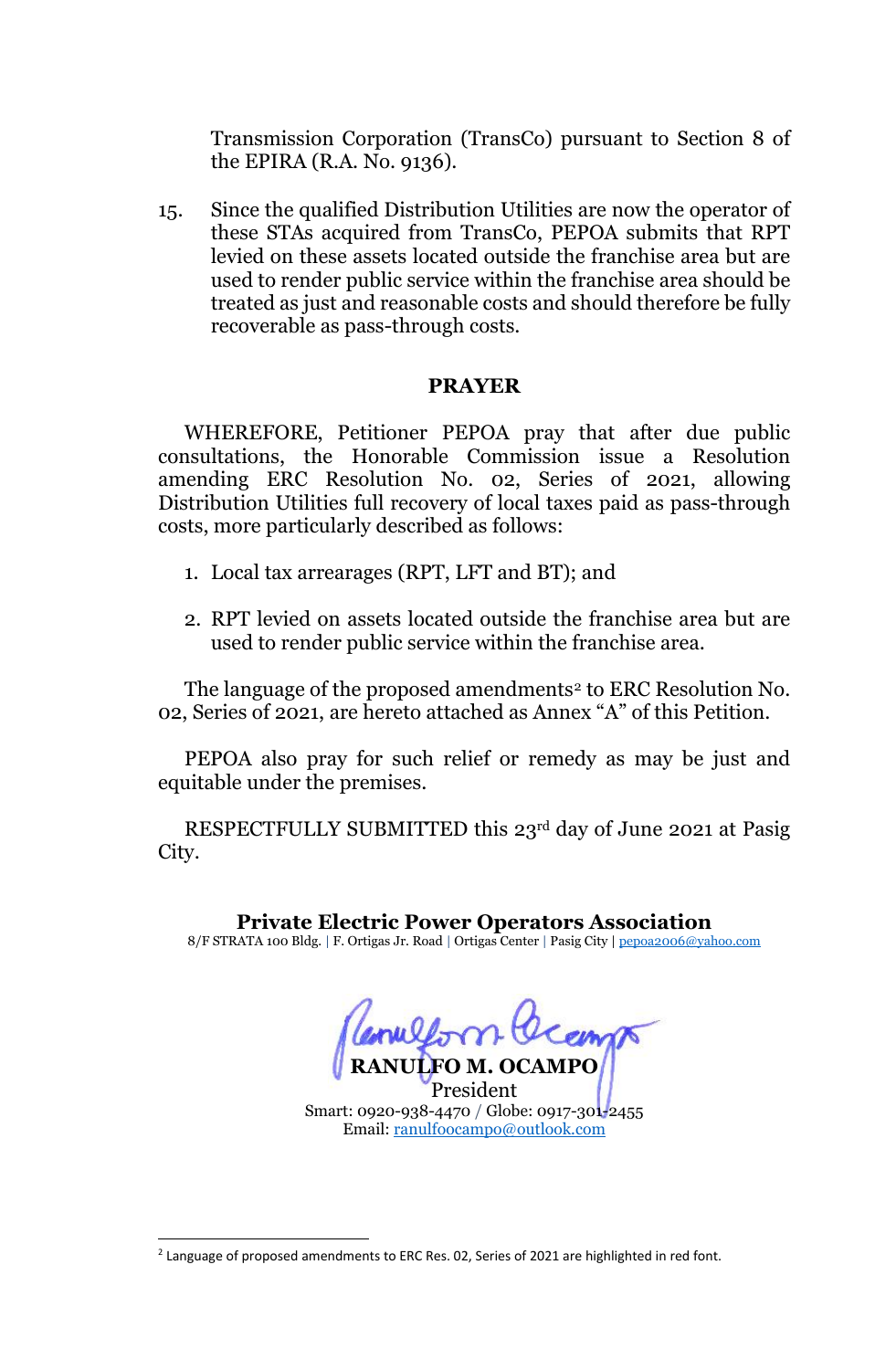Transmission Corporation (TransCo) pursuant to Section 8 of the EPIRA (R.A. No. 9136).

15. Since the qualified Distribution Utilities are now the operator of these STAs acquired from TransCo, PEPOA submits that RPT levied on these assets located outside the franchise area but are used to render public service within the franchise area should be treated as just and reasonable costs and should therefore be fully recoverable as pass-through costs.

## PRAYER

WHEREFORE, Petitioner PEPOA pray that after due public consultations, the Honorable Commission issue a Resolution amending ERC Resolution No. 02, Series of 2021, allowing Distribution Utilities full recovery of local taxes paid as pass-through costs, more particularly described as follows:

1. Local tax arrearages (RPT, LFT and BT); and
2. RPT levied on assets located outside the franchise area but are used to render public service within the franchise area.

The language of the proposed amendments[2] to ERC Resolution No. 02, Series of 2021, are hereto attached as Annex "A" of this Petition.

PEPOA also pray for such relief or remedy as may be just and equitable under the premises.

RESPECTFULLY SUBMITTED this 23rd day of June 2021 at Pasig City.

**Private Electric Power Operators Association**
8/F STRATA 100 Bldg. | F. Ortigas Jr. Road | Ortigas Center | Pasig City | pepoa2006@yahoo.com

**RANULFO M. OCAMPO**
President
Smart: 0920-938-4470 / Globe: 0917-301-2455
Email: ranulfoocampo@outlook.com

---

[2] Language of proposed amendments to ERC Res. 02, Series of 2021 are highlighted in red font.